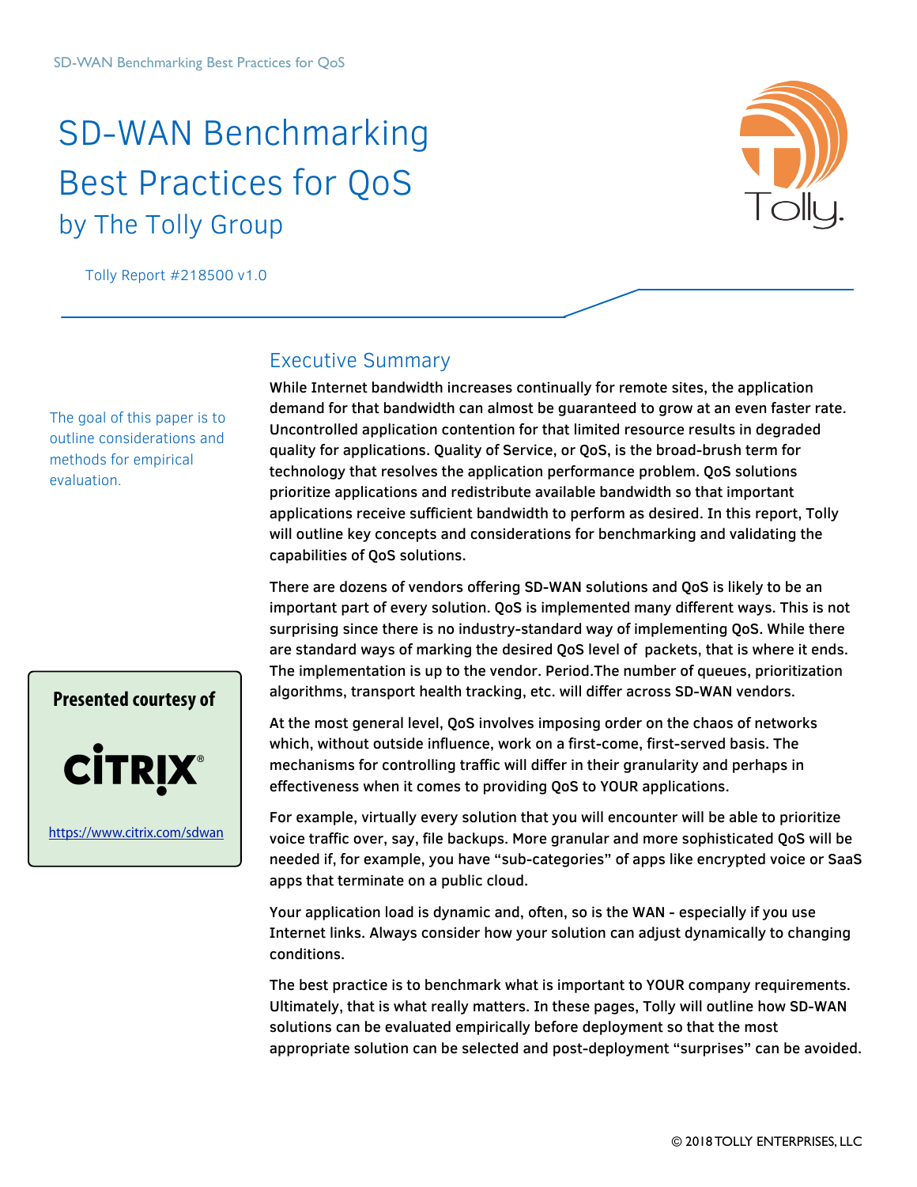# SD-WAN Benchmarking Best Practices for QoS

## by The Tolly Group

Tolly Report #218500 v1.0

The goal of this paper is to outline considerations and methods for empirical evaluation.

**Presented courtesy of**

CITRIX

https://www.citrix.com/sdwan

## Executive Summary

While Internet bandwidth increases continually for remote sites, the application demand for that bandwidth can almost be guaranteed to grow at an even faster rate. Uncontrolled application contention for that limited resource results in degraded quality for applications. Quality of Service, or QoS, is the broad-brush term for technology that resolves the application performance problem. QoS solutions prioritize applications and redistribute available bandwidth so that important applications receive sufficient bandwidth to perform as desired. In this report, Tolly will outline key concepts and considerations for benchmarking and validating the capabilities of QoS solutions.

There are dozens of vendors offering SD-WAN solutions and QoS is likely to be an important part of every solution. QoS is implemented many different ways. This is not surprising since there is no industry-standard way of implementing QoS. While there are standard ways of marking the desired QoS level of packets, that is where it ends. The implementation is up to the vendor. Period.The number of queues, prioritization algorithms, transport health tracking, etc. will differ across SD-WAN vendors.

At the most general level, QoS involves imposing order on the chaos of networks which, without outside influence, work on a first-come, first-served basis. The mechanisms for controlling traffic will differ in their granularity and perhaps in effectiveness when it comes to providing QoS to YOUR applications.

For example, virtually every solution that you will encounter will be able to prioritize voice traffic over, say, file backups. More granular and more sophisticated QoS will be needed if, for example, you have "sub-categories" of apps like encrypted voice or SaaS apps that terminate on a public cloud.

Your application load is dynamic and, often, so is the WAN - especially if you use Internet links. Always consider how your solution can adjust dynamically to changing conditions.

The best practice is to benchmark what is important to YOUR company requirements. Ultimately, that is what really matters. In these pages, Tolly will outline how SD-WAN solutions can be evaluated empirically before deployment so that the most appropriate solution can be selected and post-deployment "surprises" can be avoided.

© 2018 TOLLY ENTERPRISES, LLC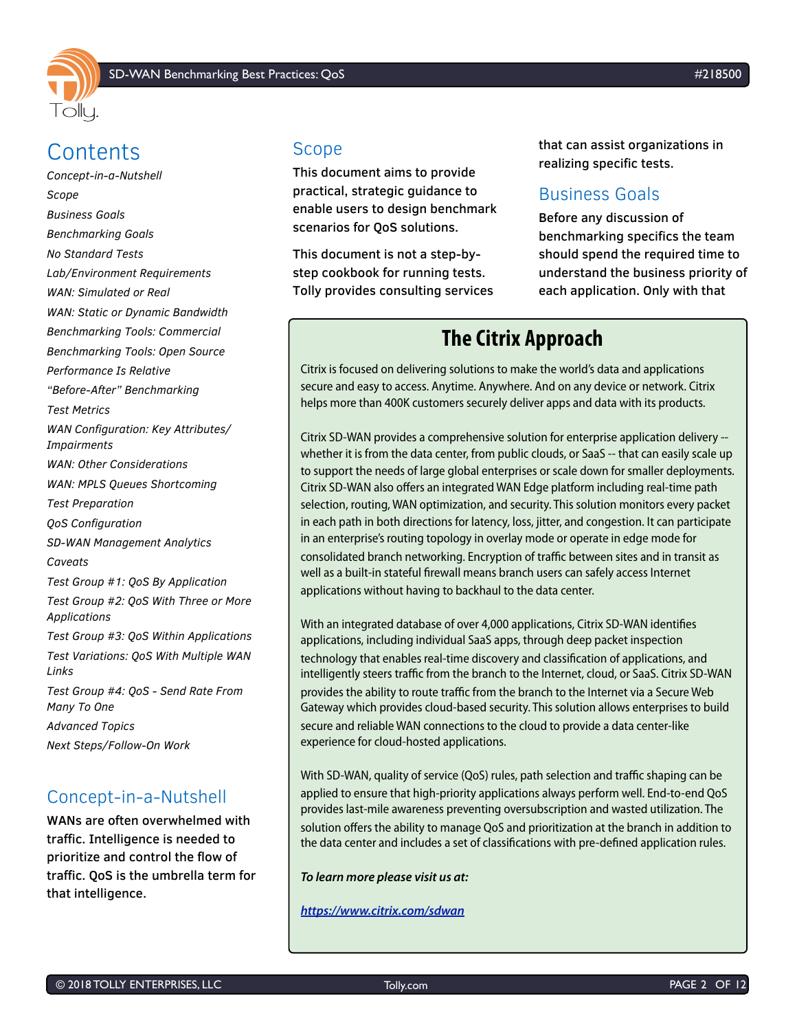## Contents

*Concept-in-a-Nutshell*

*Scope*

*Business Goals*

*Benchmarking Goals*

*No Standard Tests*

*Lab/Environment Requirements*

*WAN: Simulated or Real*

*WAN: Static or Dynamic Bandwidth*

*Benchmarking Tools: Commercial*

*Benchmarking Tools: Open Source*

*Performance Is Relative*

*"Before-After" Benchmarking*

*Test Metrics*

*WAN Configuration: Key Attributes/ Impairments*

*WAN: Other Considerations*

*WAN: MPLS Queues Shortcoming*

*Test Preparation*

*QoS Configuration*

*SD-WAN Management Analytics*

*Caveats*

*Test Group #1: QoS By Application*

*Test Group #2: QoS With Three or More Applications*

*Test Group #3: QoS Within Applications*

*Test Variations: QoS With Multiple WAN Links*

*Test Group #4: QoS - Send Rate From Many To One*

*Advanced Topics*

*Next Steps/Follow-On Work*

## Concept-in-a-Nutshell

WANs are often overwhelmed with traffic. Intelligence is needed to prioritize and control the flow of traffic. QoS is the umbrella term for that intelligence.

## Scope

This document aims to provide practical, strategic guidance to enable users to design benchmark scenarios for QoS solutions.

This document is not a step-by-step cookbook for running tests. Tolly provides consulting services that can assist organizations in realizing specific tests.

## Business Goals

Before any discussion of benchmarking specifics the team should spend the required time to understand the business priority of each application. Only with that

## The Citrix Approach

Citrix is focused on delivering solutions to make the world's data and applications secure and easy to access. Anytime. Anywhere. And on any device or network. Citrix helps more than 400K customers securely deliver apps and data with its products.

Citrix SD-WAN provides a comprehensive solution for enterprise application delivery -- whether it is from the data center, from public clouds, or SaaS -- that can easily scale up to support the needs of large global enterprises or scale down for smaller deployments. Citrix SD-WAN also offers an integrated WAN Edge platform including real-time path selection, routing, WAN optimization, and security. This solution monitors every packet in each path in both directions for latency, loss, jitter, and congestion. It can participate in an enterprise's routing topology in overlay mode or operate in edge mode for consolidated branch networking. Encryption of traffic between sites and in transit as well as a built-in stateful firewall means branch users can safely access Internet applications without having to backhaul to the data center.

With an integrated database of over 4,000 applications, Citrix SD-WAN identifies applications, including individual SaaS apps, through deep packet inspection technology that enables real-time discovery and classification of applications, and intelligently steers traffic from the branch to the Internet, cloud, or SaaS. Citrix SD-WAN provides the ability to route traffic from the branch to the Internet via a Secure Web Gateway which provides cloud-based security. This solution allows enterprises to build secure and reliable WAN connections to the cloud to provide a data center-like experience for cloud-hosted applications.

With SD-WAN, quality of service (QoS) rules, path selection and traffic shaping can be applied to ensure that high-priority applications always perform well. End-to-end QoS provides last-mile awareness preventing oversubscription and wasted utilization. The solution offers the ability to manage QoS and prioritization at the branch in addition to the data center and includes a set of classifications with pre-defined application rules.

***To learn more please visit us at:***

***https://www.citrix.com/sdwan***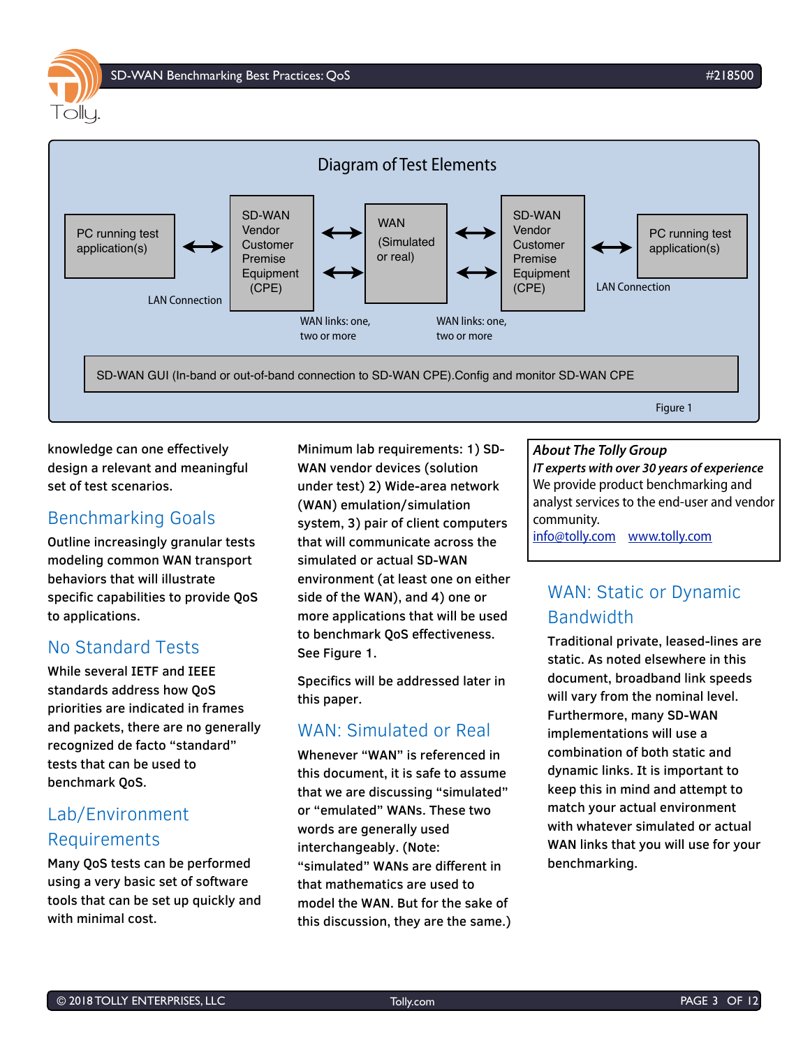## Diagram of Test Elements

PC running test application(s) ⟷ SD-WAN Vendor Customer Premise Equipment (CPE) ⟷ WAN (Simulated or real) ⟷ SD-WAN Vendor Customer Premise Equipment (CPE) ⟷ PC running test application(s)

LAN Connection

WAN links: one, two or more

WAN links: one, two or more

LAN Connection

SD-WAN GUI (In-band or out-of-band connection to SD-WAN CPE).Config and monitor SD-WAN CPE

Figure 1

knowledge can one effectively design a relevant and meaningful set of test scenarios.

## Benchmarking Goals

Outline increasingly granular tests modeling common WAN transport behaviors that will illustrate specific capabilities to provide QoS to applications.

## No Standard Tests

While several IETF and IEEE standards address how QoS priorities are indicated in frames and packets, there are no generally recognized de facto "standard" tests that can be used to benchmark QoS.

## Lab/Environment Requirements

Many QoS tests can be performed using a very basic set of software tools that can be set up quickly and with minimal cost.

Minimum lab requirements: 1) SD-WAN vendor devices (solution under test) 2) Wide-area network (WAN) emulation/simulation system, 3) pair of client computers that will communicate across the simulated or actual SD-WAN environment (at least one on either side of the WAN), and 4) one or more applications that will be used to benchmark QoS effectiveness. See Figure 1.

Specifics will be addressed later in this paper.

## WAN: Simulated or Real

Whenever "WAN" is referenced in this document, it is safe to assume that we are discussing "simulated" or "emulated" WANs. These two words are generally used interchangeably. (Note: "simulated" WANs are different in that mathematics are used to model the WAN. But for the sake of this discussion, they are the same.)

> ***About The Tolly Group***
> ***IT experts with over 30 years of experience***
> We provide product benchmarking and analyst services to the end-user and vendor community.
> info@tolly.com   www.tolly.com

## WAN: Static or Dynamic Bandwidth

Traditional private, leased-lines are static. As noted elsewhere in this document, broadband link speeds will vary from the nominal level. Furthermore, many SD-WAN implementations will use a combination of both static and dynamic links. It is important to keep this in mind and attempt to match your actual environment with whatever simulated or actual WAN links that you will use for your benchmarking.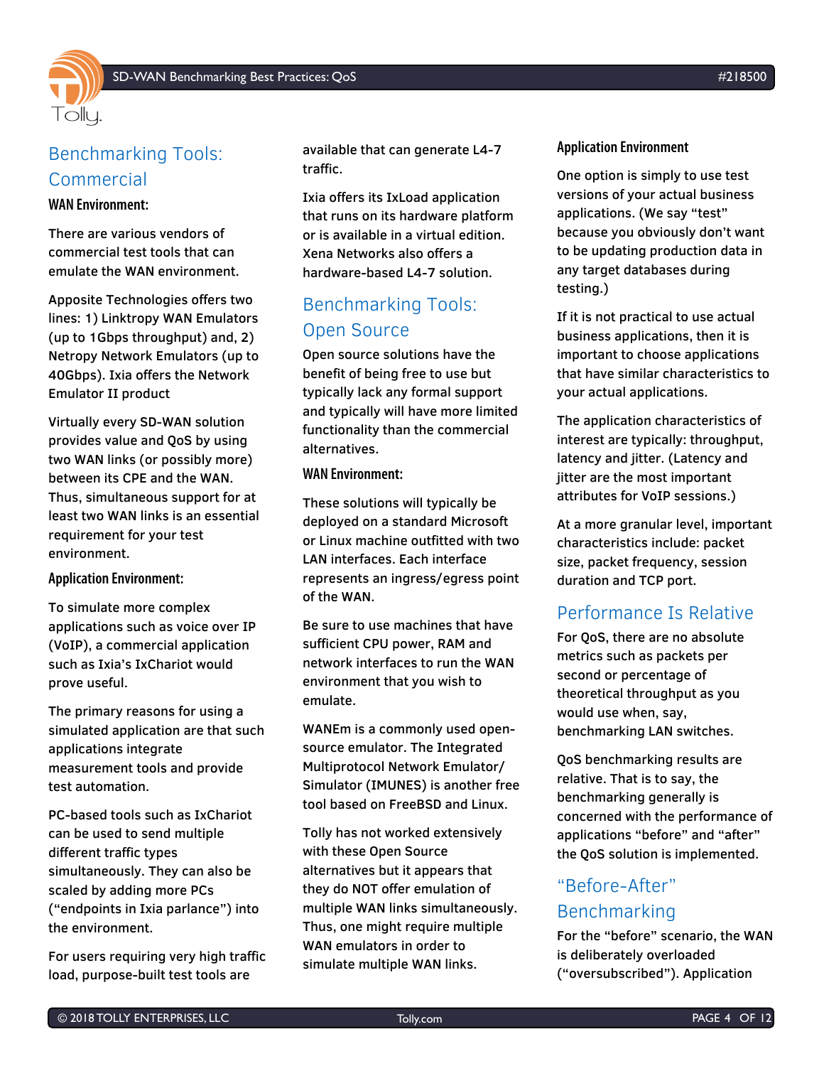## Benchmarking Tools: Commercial

### WAN Environment:

There are various vendors of commercial test tools that can emulate the WAN environment.

Apposite Technologies offers two lines: 1) Linktropy WAN Emulators (up to 1Gbps throughput) and, 2) Netropy Network Emulators (up to 40Gbps). Ixia offers the Network Emulator II product

Virtually every SD-WAN solution provides value and QoS by using two WAN links (or possibly more) between its CPE and the WAN. Thus, simultaneous support for at least two WAN links is an essential requirement for your test environment.

### Application Environment:

To simulate more complex applications such as voice over IP (VoIP), a commercial application such as Ixia's IxChariot would prove useful.

The primary reasons for using a simulated application are that such applications integrate measurement tools and provide test automation.

PC-based tools such as IxChariot can be used to send multiple different traffic types simultaneously. They can also be scaled by adding more PCs ("endpoints in Ixia parlance") into the environment.

For users requiring very high traffic load, purpose-built test tools are available that can generate L4-7 traffic.

Ixia offers its IxLoad application that runs on its hardware platform or is available in a virtual edition. Xena Networks also offers a hardware-based L4-7 solution.

## Benchmarking Tools: Open Source

Open source solutions have the benefit of being free to use but typically lack any formal support and typically will have more limited functionality than the commercial alternatives.

### WAN Environment:

These solutions will typically be deployed on a standard Microsoft or Linux machine outfitted with two LAN interfaces. Each interface represents an ingress/egress point of the WAN.

Be sure to use machines that have sufficient CPU power, RAM and network interfaces to run the WAN environment that you wish to emulate.

WANEm is a commonly used open-source emulator. The Integrated Multiprotocol Network Emulator/Simulator (IMUNES) is another free tool based on FreeBSD and Linux.

Tolly has not worked extensively with these Open Source alternatives but it appears that they do NOT offer emulation of multiple WAN links simultaneously. Thus, one might require multiple WAN emulators in order to simulate multiple WAN links.

### Application Environment

One option is simply to use test versions of your actual business applications. (We say "test" because you obviously don't want to be updating production data in any target databases during testing.)

If it is not practical to use actual business applications, then it is important to choose applications that have similar characteristics to your actual applications.

The application characteristics of interest are typically: throughput, latency and jitter. (Latency and jitter are the most important attributes for VoIP sessions.)

At a more granular level, important characteristics include: packet size, packet frequency, session duration and TCP port.

## Performance Is Relative

For QoS, there are no absolute metrics such as packets per second or percentage of theoretical throughput as you would use when, say, benchmarking LAN switches.

QoS benchmarking results are relative. That is to say, the benchmarking generally is concerned with the performance of applications "before" and "after" the QoS solution is implemented.

## "Before-After" Benchmarking

For the "before" scenario, the WAN is deliberately overloaded ("oversubscribed"). Application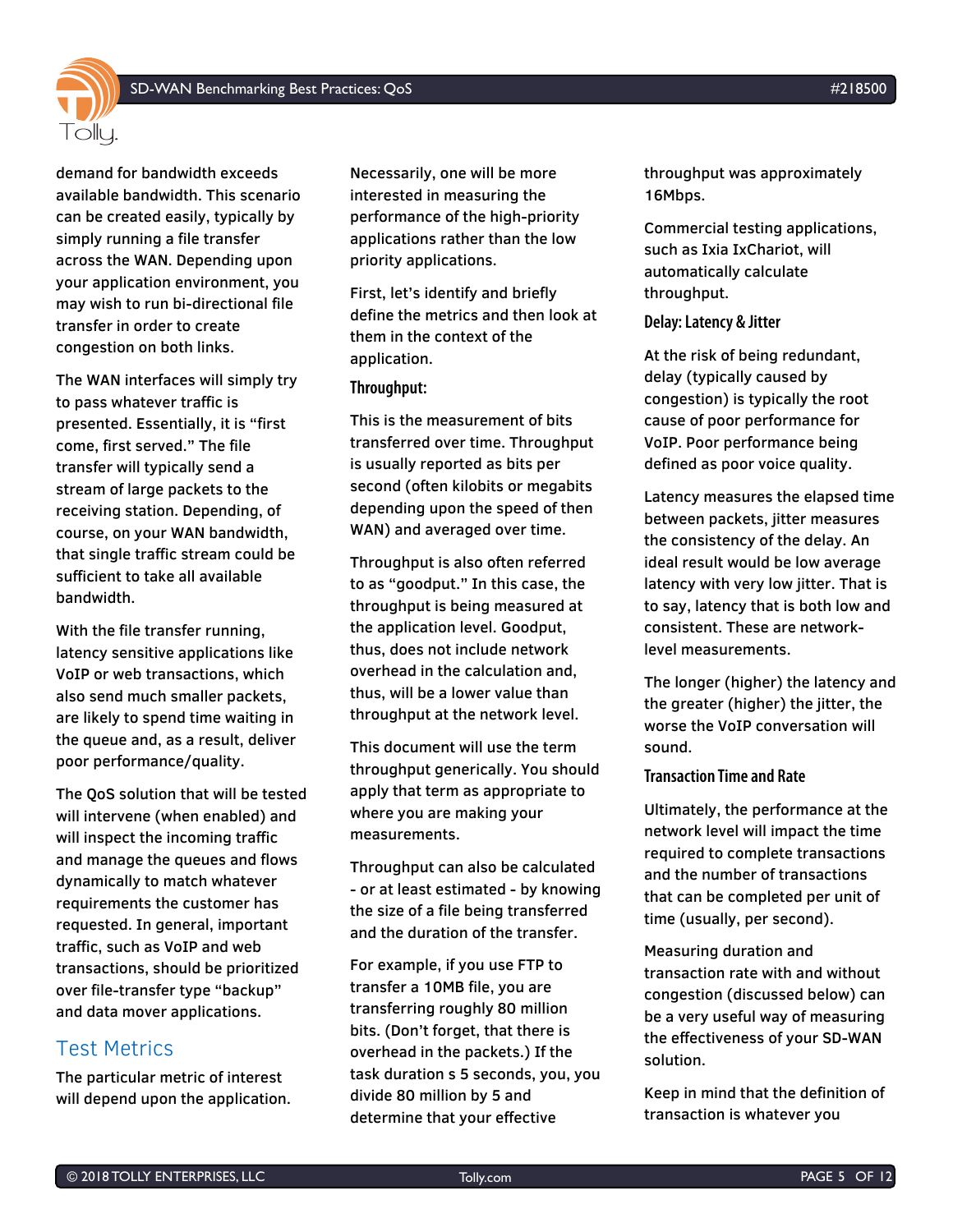demand for bandwidth exceeds available bandwidth. This scenario can be created easily, typically by simply running a file transfer across the WAN. Depending upon your application environment, you may wish to run bi-directional file transfer in order to create congestion on both links.

The WAN interfaces will simply try to pass whatever traffic is presented. Essentially, it is "first come, first served." The file transfer will typically send a stream of large packets to the receiving station. Depending, of course, on your WAN bandwidth, that single traffic stream could be sufficient to take all available bandwidth.

With the file transfer running, latency sensitive applications like VoIP or web transactions, which also send much smaller packets, are likely to spend time waiting in the queue and, as a result, deliver poor performance/quality.

The QoS solution that will be tested will intervene (when enabled) and will inspect the incoming traffic and manage the queues and flows dynamically to match whatever requirements the customer has requested. In general, important traffic, such as VoIP and web transactions, should be prioritized over file-transfer type "backup" and data mover applications.

## Test Metrics

The particular metric of interest will depend upon the application. Necessarily, one will be more interested in measuring the performance of the high-priority applications rather than the low priority applications.

First, let's identify and briefly define the metrics and then look at them in the context of the application.

### Throughput:

This is the measurement of bits transferred over time. Throughput is usually reported as bits per second (often kilobits or megabits depending upon the speed of then WAN) and averaged over time.

Throughput is also often referred to as "goodput." In this case, the throughput is being measured at the application level. Goodput, thus, does not include network overhead in the calculation and, thus, will be a lower value than throughput at the network level.

This document will use the term throughput generically. You should apply that term as appropriate to where you are making your measurements.

Throughput can also be calculated - or at least estimated - by knowing the size of a file being transferred and the duration of the transfer.

For example, if you use FTP to transfer a 10MB file, you are transferring roughly 80 million bits. (Don't forget, that there is overhead in the packets.) If the task duration s 5 seconds, you, you divide 80 million by 5 and determine that your effective throughput was approximately 16Mbps.

Commercial testing applications, such as Ixia IxChariot, will automatically calculate throughput.

### Delay: Latency & Jitter

At the risk of being redundant, delay (typically caused by congestion) is typically the root cause of poor performance for VoIP. Poor performance being defined as poor voice quality.

Latency measures the elapsed time between packets, jitter measures the consistency of the delay. An ideal result would be low average latency with very low jitter. That is to say, latency that is both low and consistent. These are network-level measurements.

The longer (higher) the latency and the greater (higher) the jitter, the worse the VoIP conversation will sound.

### Transaction Time and Rate

Ultimately, the performance at the network level will impact the time required to complete transactions and the number of transactions that can be completed per unit of time (usually, per second).

Measuring duration and transaction rate with and without congestion (discussed below) can be a very useful way of measuring the effectiveness of your SD-WAN solution.

Keep in mind that the definition of transaction is whatever you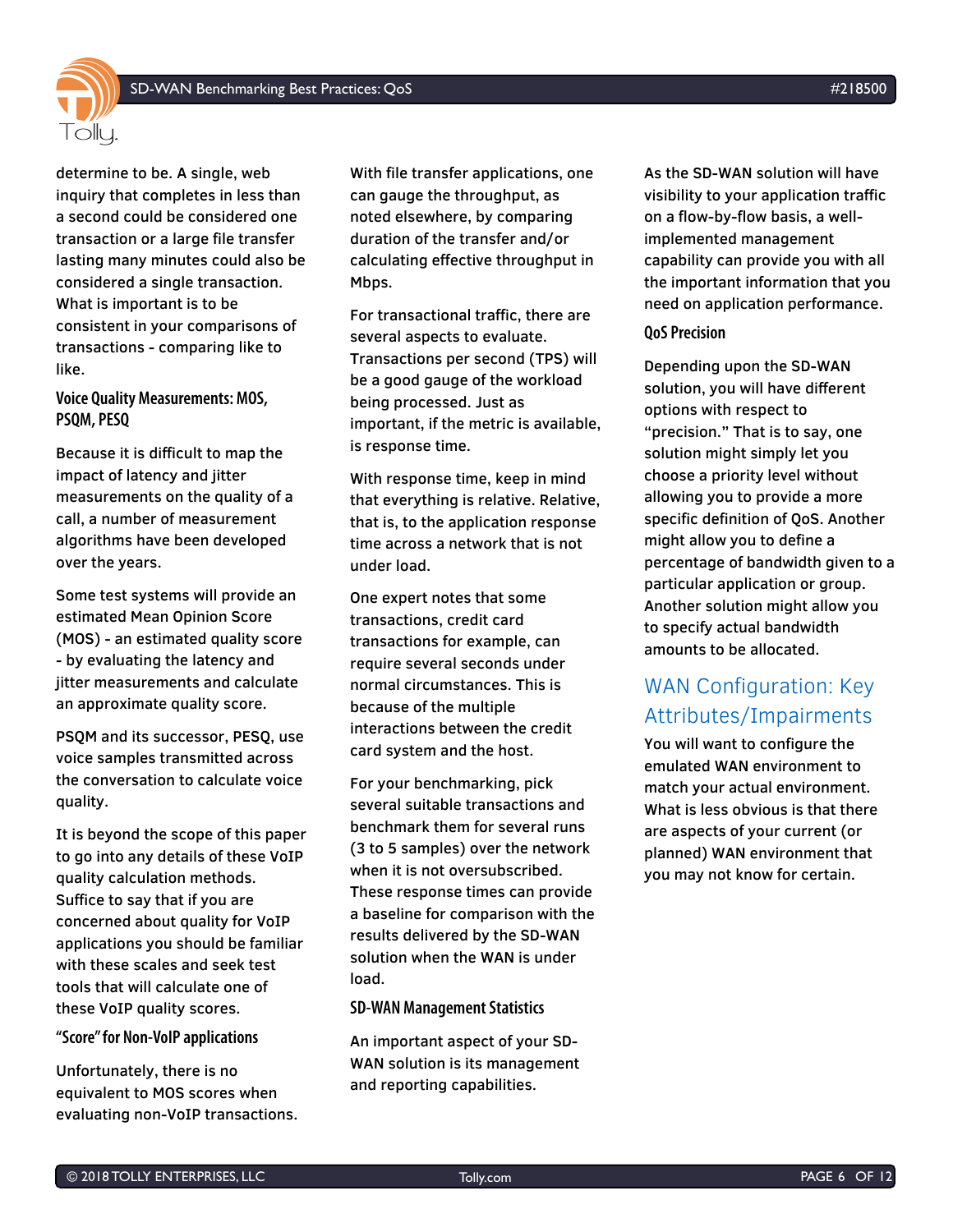determine to be. A single, web inquiry that completes in less than a second could be considered one transaction or a large file transfer lasting many minutes could also be considered a single transaction. What is important is to be consistent in your comparisons of transactions - comparing like to like.

### Voice Quality Measurements: MOS, PSQM, PESQ

Because it is difficult to map the impact of latency and jitter measurements on the quality of a call, a number of measurement algorithms have been developed over the years.

Some test systems will provide an estimated Mean Opinion Score (MOS) - an estimated quality score - by evaluating the latency and jitter measurements and calculate an approximate quality score.

PSQM and its successor, PESQ, use voice samples transmitted across the conversation to calculate voice quality.

It is beyond the scope of this paper to go into any details of these VoIP quality calculation methods. Suffice to say that if you are concerned about quality for VoIP applications you should be familiar with these scales and seek test tools that will calculate one of these VoIP quality scores.

### "Score" for Non-VoIP applications

Unfortunately, there is no equivalent to MOS scores when evaluating non-VoIP transactions.

With file transfer applications, one can gauge the throughput, as noted elsewhere, by comparing duration of the transfer and/or calculating effective throughput in Mbps.

For transactional traffic, there are several aspects to evaluate. Transactions per second (TPS) will be a good gauge of the workload being processed. Just as important, if the metric is available, is response time.

With response time, keep in mind that everything is relative. Relative, that is, to the application response time across a network that is not under load.

One expert notes that some transactions, credit card transactions for example, can require several seconds under normal circumstances. This is because of the multiple interactions between the credit card system and the host.

For your benchmarking, pick several suitable transactions and benchmark them for several runs (3 to 5 samples) over the network when it is not oversubscribed. These response times can provide a baseline for comparison with the results delivered by the SD-WAN solution when the WAN is under load.

### SD-WAN Management Statistics

An important aspect of your SD-WAN solution is its management and reporting capabilities.

As the SD-WAN solution will have visibility to your application traffic on a flow-by-flow basis, a well-implemented management capability can provide you with all the important information that you need on application performance.

### QoS Precision

Depending upon the SD-WAN solution, you will have different options with respect to "precision." That is to say, one solution might simply let you choose a priority level without allowing you to provide a more specific definition of QoS. Another might allow you to define a percentage of bandwidth given to a particular application or group. Another solution might allow you to specify actual bandwidth amounts to be allocated.

## WAN Configuration: Key Attributes/Impairments

You will want to configure the emulated WAN environment to match your actual environment. What is less obvious is that there are aspects of your current (or planned) WAN environment that you may not know for certain.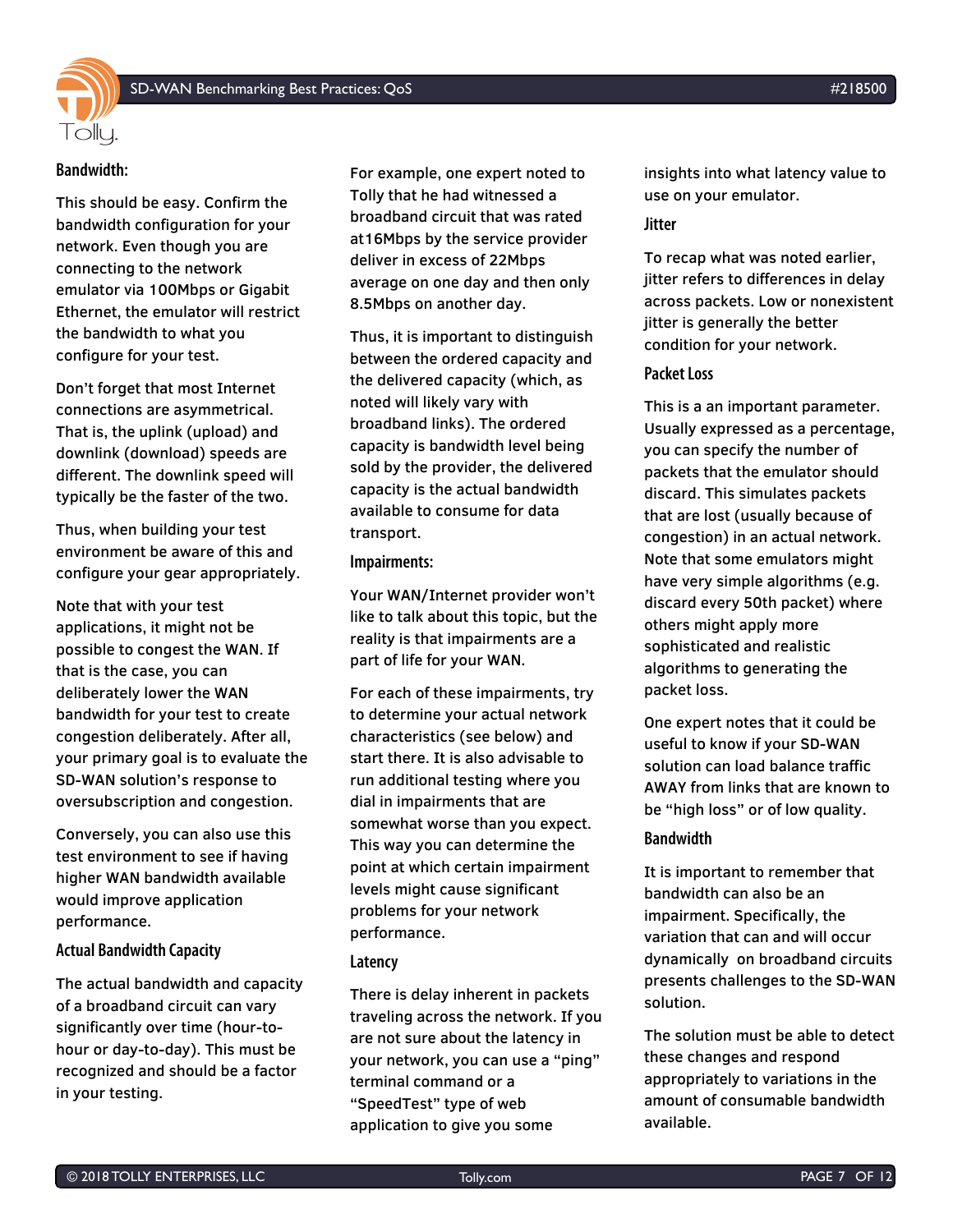### Bandwidth:

This should be easy. Confirm the bandwidth configuration for your network. Even though you are connecting to the network emulator via 100Mbps or Gigabit Ethernet, the emulator will restrict the bandwidth to what you configure for your test.

Don't forget that most Internet connections are asymmetrical. That is, the uplink (upload) and downlink (download) speeds are different. The downlink speed will typically be the faster of the two.

Thus, when building your test environment be aware of this and configure your gear appropriately.

Note that with your test applications, it might not be possible to congest the WAN. If that is the case, you can deliberately lower the WAN bandwidth for your test to create congestion deliberately. After all, your primary goal is to evaluate the SD-WAN solution's response to oversubscription and congestion.

Conversely, you can also use this test environment to see if having higher WAN bandwidth available would improve application performance.

#### Actual Bandwidth Capacity

The actual bandwidth and capacity of a broadband circuit can vary significantly over time (hour-to-hour or day-to-day). This must be recognized and should be a factor in your testing.

For example, one expert noted to Tolly that he had witnessed a broadband circuit that was rated at16Mbps by the service provider deliver in excess of 22Mbps average on one day and then only 8.5Mbps on another day.

Thus, it is important to distinguish between the ordered capacity and the delivered capacity (which, as noted will likely vary with broadband links). The ordered capacity is bandwidth level being sold by the provider, the delivered capacity is the actual bandwidth available to consume for data transport.

### Impairments:

Your WAN/Internet provider won't like to talk about this topic, but the reality is that impairments are a part of life for your WAN.

For each of these impairments, try to determine your actual network characteristics (see below) and start there. It is also advisable to run additional testing where you dial in impairments that are somewhat worse than you expect. This way you can determine the point at which certain impairment levels might cause significant problems for your network performance.

#### Latency

There is delay inherent in packets traveling across the network. If you are not sure about the latency in your network, you can use a "ping" terminal command or a "SpeedTest" type of web application to give you some insights into what latency value to use on your emulator.

#### Jitter

To recap what was noted earlier, jitter refers to differences in delay across packets. Low or nonexistent jitter is generally the better condition for your network.

#### Packet Loss

This is a an important parameter. Usually expressed as a percentage, you can specify the number of packets that the emulator should discard. This simulates packets that are lost (usually because of congestion) in an actual network. Note that some emulators might have very simple algorithms (e.g. discard every 50th packet) where others might apply more sophisticated and realistic algorithms to generating the packet loss.

One expert notes that it could be useful to know if your SD-WAN solution can load balance traffic AWAY from links that are known to be "high loss" or of low quality.

#### Bandwidth

It is important to remember that bandwidth can also be an impairment. Specifically, the variation that can and will occur dynamically on broadband circuits presents challenges to the SD-WAN solution.

The solution must be able to detect these changes and respond appropriately to variations in the amount of consumable bandwidth available.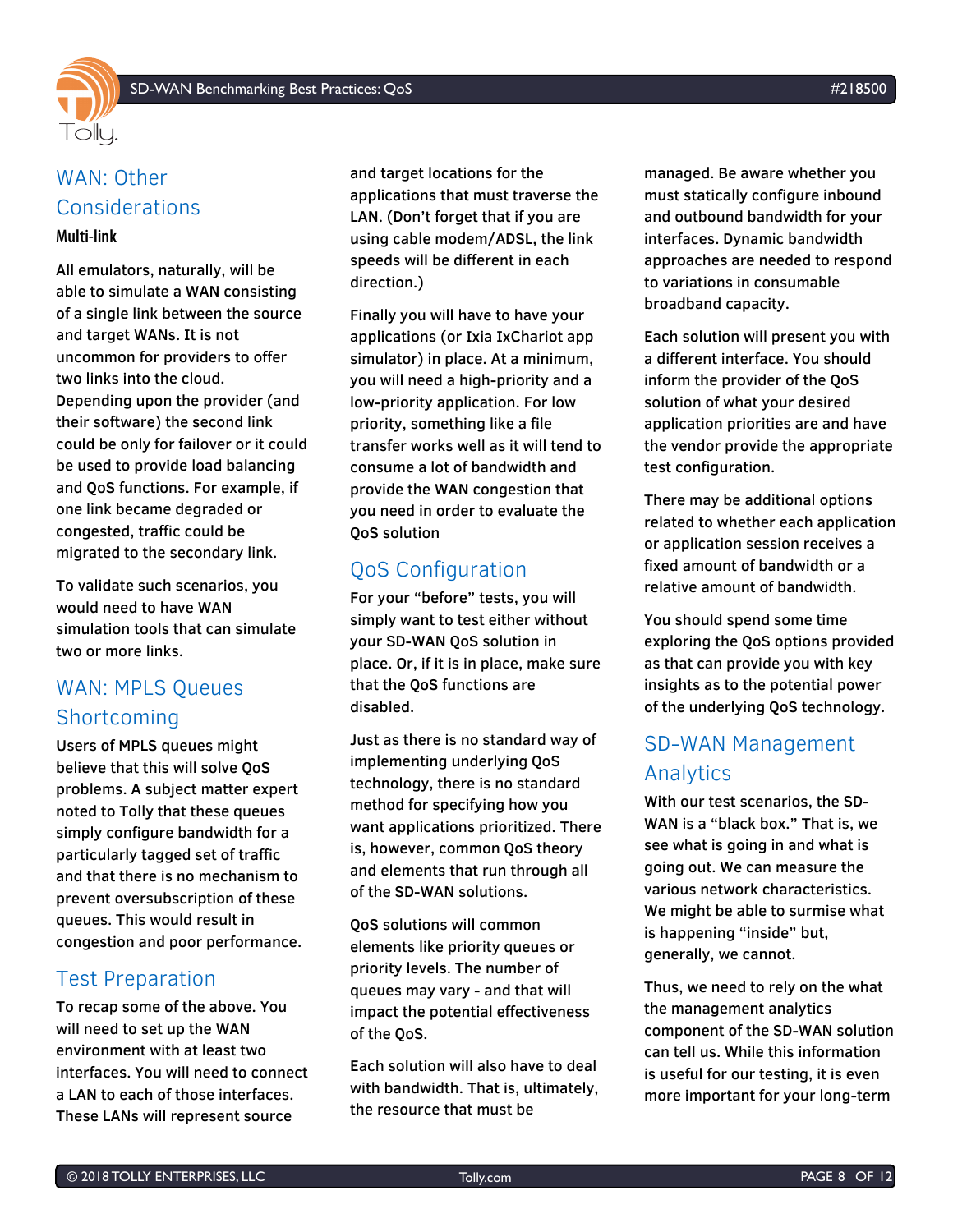## WAN: Other Considerations

### Multi-link

All emulators, naturally, will be able to simulate a WAN consisting of a single link between the source and target WANs. It is not uncommon for providers to offer two links into the cloud. Depending upon the provider (and their software) the second link could be only for failover or it could be used to provide load balancing and QoS functions. For example, if one link became degraded or congested, traffic could be migrated to the secondary link.

To validate such scenarios, you would need to have WAN simulation tools that can simulate two or more links.

## WAN: MPLS Queues Shortcoming

Users of MPLS queues might believe that this will solve QoS problems. A subject matter expert noted to Tolly that these queues simply configure bandwidth for a particularly tagged set of traffic and that there is no mechanism to prevent oversubscription of these queues. This would result in congestion and poor performance.

## Test Preparation

To recap some of the above. You will need to set up the WAN environment with at least two interfaces. You will need to connect a LAN to each of those interfaces. These LANs will represent source and target locations for the applications that must traverse the LAN. (Don't forget that if you are using cable modem/ADSL, the link speeds will be different in each direction.)

Finally you will have to have your applications (or Ixia IxChariot app simulator) in place. At a minimum, you will need a high-priority and a low-priority application. For low priority, something like a file transfer works well as it will tend to consume a lot of bandwidth and provide the WAN congestion that you need in order to evaluate the QoS solution

## QoS Configuration

For your "before" tests, you will simply want to test either without your SD-WAN QoS solution in place. Or, if it is in place, make sure that the QoS functions are disabled.

Just as there is no standard way of implementing underlying QoS technology, there is no standard method for specifying how you want applications prioritized. There is, however, common QoS theory and elements that run through all of the SD-WAN solutions.

QoS solutions will common elements like priority queues or priority levels. The number of queues may vary - and that will impact the potential effectiveness of the QoS.

Each solution will also have to deal with bandwidth. That is, ultimately, the resource that must be managed. Be aware whether you must statically configure inbound and outbound bandwidth for your interfaces. Dynamic bandwidth approaches are needed to respond to variations in consumable broadband capacity.

Each solution will present you with a different interface. You should inform the provider of the QoS solution of what your desired application priorities are and have the vendor provide the appropriate test configuration.

There may be additional options related to whether each application or application session receives a fixed amount of bandwidth or a relative amount of bandwidth.

You should spend some time exploring the QoS options provided as that can provide you with key insights as to the potential power of the underlying QoS technology.

## SD-WAN Management Analytics

With our test scenarios, the SD-WAN is a "black box." That is, we see what is going in and what is going out. We can measure the various network characteristics. We might be able to surmise what is happening "inside" but, generally, we cannot.

Thus, we need to rely on the what the management analytics component of the SD-WAN solution can tell us. While this information is useful for our testing, it is even more important for your long-term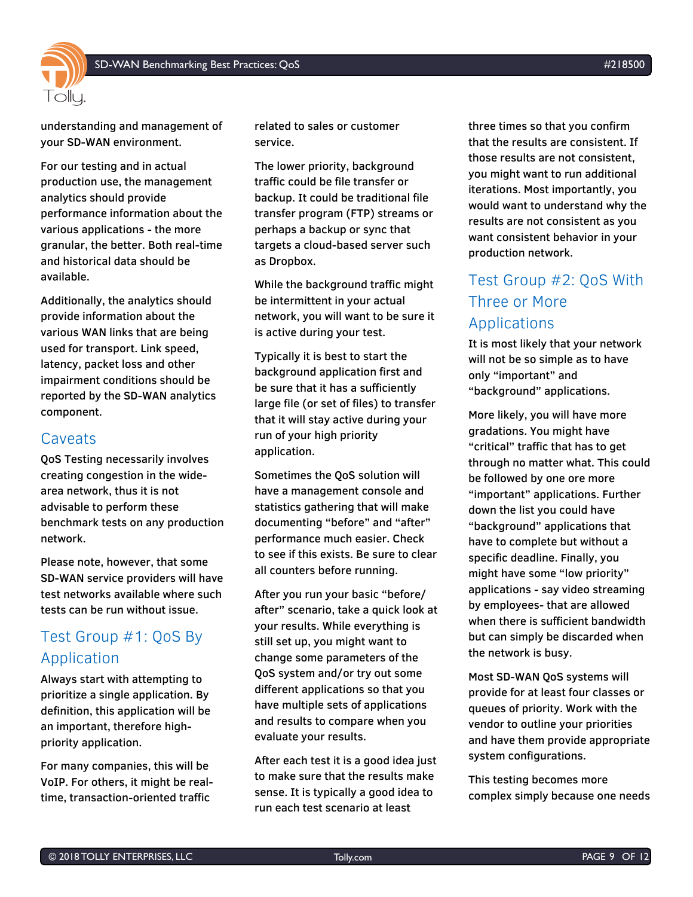understanding and management of your SD-WAN environment.

For our testing and in actual production use, the management analytics should provide performance information about the various applications - the more granular, the better. Both real-time and historical data should be available.

Additionally, the analytics should provide information about the various WAN links that are being used for transport. Link speed, latency, packet loss and other impairment conditions should be reported by the SD-WAN analytics component.

## Caveats

QoS Testing necessarily involves creating congestion in the wide-area network, thus it is not advisable to perform these benchmark tests on any production network.

Please note, however, that some SD-WAN service providers will have test networks available where such tests can be run without issue.

## Test Group #1: QoS By Application

Always start with attempting to prioritize a single application. By definition, this application will be an important, therefore high-priority application.

For many companies, this will be VoIP. For others, it might be real-time, transaction-oriented traffic related to sales or customer service.

The lower priority, background traffic could be file transfer or backup. It could be traditional file transfer program (FTP) streams or perhaps a backup or sync that targets a cloud-based server such as Dropbox.

While the background traffic might be intermittent in your actual network, you will want to be sure it is active during your test.

Typically it is best to start the background application first and be sure that it has a sufficiently large file (or set of files) to transfer that it will stay active during your run of your high priority application.

Sometimes the QoS solution will have a management console and statistics gathering that will make documenting "before" and "after" performance much easier. Check to see if this exists. Be sure to clear all counters before running.

After you run your basic "before/after" scenario, take a quick look at your results. While everything is still set up, you might want to change some parameters of the QoS system and/or try out some different applications so that you have multiple sets of applications and results to compare when you evaluate your results.

After each test it is a good idea just to make sure that the results make sense. It is typically a good idea to run each test scenario at least three times so that you confirm that the results are consistent. If those results are not consistent, you might want to run additional iterations. Most importantly, you would want to understand why the results are not consistent as you want consistent behavior in your production network.

## Test Group #2: QoS With Three or More Applications

It is most likely that your network will not be so simple as to have only "important" and "background" applications.

More likely, you will have more gradations. You might have "critical" traffic that has to get through no matter what. This could be followed by one ore more "important" applications. Further down the list you could have "background" applications that have to complete but without a specific deadline. Finally, you might have some "low priority" applications - say video streaming by employees- that are allowed when there is sufficient bandwidth but can simply be discarded when the network is busy.

Most SD-WAN QoS systems will provide for at least four classes or queues of priority. Work with the vendor to outline your priorities and have them provide appropriate system configurations.

This testing becomes more complex simply because one needs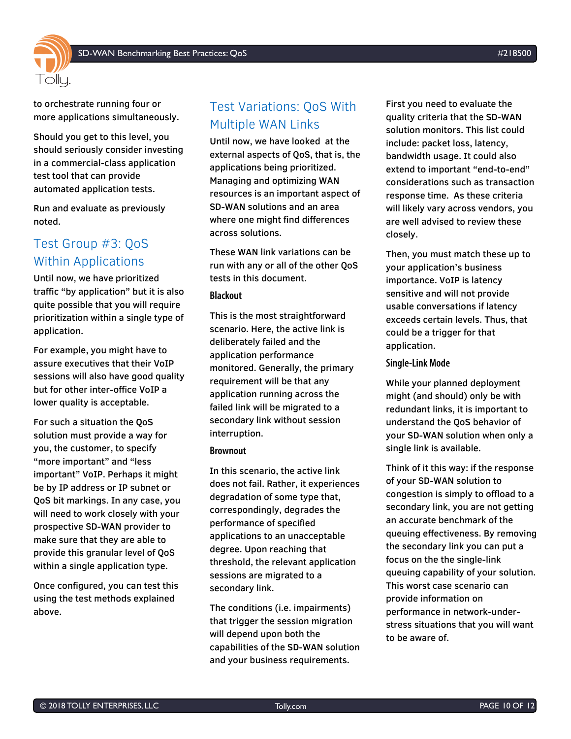to orchestrate running four or more applications simultaneously.

Should you get to this level, you should seriously consider investing in a commercial-class application test tool that can provide automated application tests.

Run and evaluate as previously noted.

## Test Group #3: QoS Within Applications

Until now, we have prioritized traffic “by application” but it is also quite possible that you will require prioritization within a single type of application.

For example, you might have to assure executives that their VoIP sessions will also have good quality but for other inter-office VoIP a lower quality is acceptable.

For such a situation the QoS solution must provide a way for you, the customer, to specify “more important” and “less important” VoIP. Perhaps it might be by IP address or IP subnet or QoS bit markings. In any case, you will need to work closely with your prospective SD-WAN provider to make sure that they are able to provide this granular level of QoS within a single application type.

Once configured, you can test this using the test methods explained above.

## Test Variations: QoS With Multiple WAN Links

Until now, we have looked at the external aspects of QoS, that is, the applications being prioritized. Managing and optimizing WAN resources is an important aspect of SD-WAN solutions and an area where one might find differences across solutions.

These WAN link variations can be run with any or all of the other QoS tests in this document.

### Blackout

This is the most straightforward scenario. Here, the active link is deliberately failed and the application performance monitored. Generally, the primary requirement will be that any application running across the failed link will be migrated to a secondary link without session interruption.

### Brownout

In this scenario, the active link does not fail. Rather, it experiences degradation of some type that, correspondingly, degrades the performance of specified applications to an unacceptable degree. Upon reaching that threshold, the relevant application sessions are migrated to a secondary link.

The conditions (i.e. impairments) that trigger the session migration will depend upon both the capabilities of the SD-WAN solution and your business requirements.

First you need to evaluate the quality criteria that the SD-WAN solution monitors. This list could include: packet loss, latency, bandwidth usage. It could also extend to important “end-to-end” considerations such as transaction response time. As these criteria will likely vary across vendors, you are well advised to review these closely.

Then, you must match these up to your application’s business importance. VoIP is latency sensitive and will not provide usable conversations if latency exceeds certain levels. Thus, that could be a trigger for that application.

### Single-Link Mode

While your planned deployment might (and should) only be with redundant links, it is important to understand the QoS behavior of your SD-WAN solution when only a single link is available.

Think of it this way: if the response of your SD-WAN solution to congestion is simply to offload to a secondary link, you are not getting an accurate benchmark of the queuing effectiveness. By removing the secondary link you can put a focus on the the single-link queuing capability of your solution. This worst case scenario can provide information on performance in network-under-stress situations that you will want to be aware of.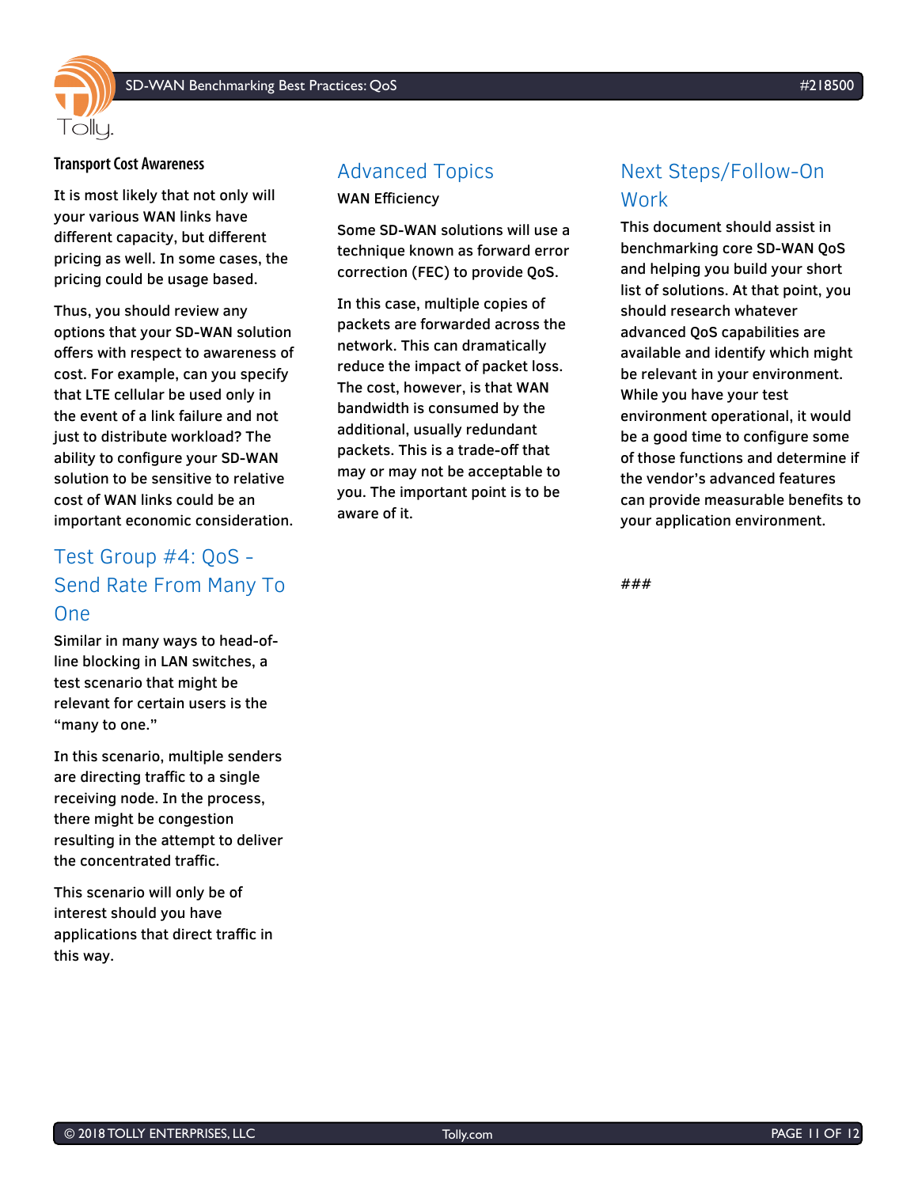### Transport Cost Awareness

It is most likely that not only will your various WAN links have different capacity, but different pricing as well. In some cases, the pricing could be usage based.

Thus, you should review any options that your SD-WAN solution offers with respect to awareness of cost. For example, can you specify that LTE cellular be used only in the event of a link failure and not just to distribute workload? The ability to configure your SD-WAN solution to be sensitive to relative cost of WAN links could be an important economic consideration.

## Test Group #4: QoS - Send Rate From Many To One

Similar in many ways to head-of-line blocking in LAN switches, a test scenario that might be relevant for certain users is the "many to one."

In this scenario, multiple senders are directing traffic to a single receiving node. In the process, there might be congestion resulting in the attempt to deliver the concentrated traffic.

This scenario will only be of interest should you have applications that direct traffic in this way.

## Advanced Topics

**WAN Efficiency**

Some SD-WAN solutions will use a technique known as forward error correction (FEC) to provide QoS.

In this case, multiple copies of packets are forwarded across the network. This can dramatically reduce the impact of packet loss. The cost, however, is that WAN bandwidth is consumed by the additional, usually redundant packets. This is a trade-off that may or may not be acceptable to you. The important point is to be aware of it.

## Next Steps/Follow-On Work

This document should assist in benchmarking core SD-WAN QoS and helping you build your short list of solutions. At that point, you should research whatever advanced QoS capabilities are available and identify which might be relevant in your environment. While you have your test environment operational, it would be a good time to configure some of those functions and determine if the vendor's advanced features can provide measurable benefits to your application environment.

###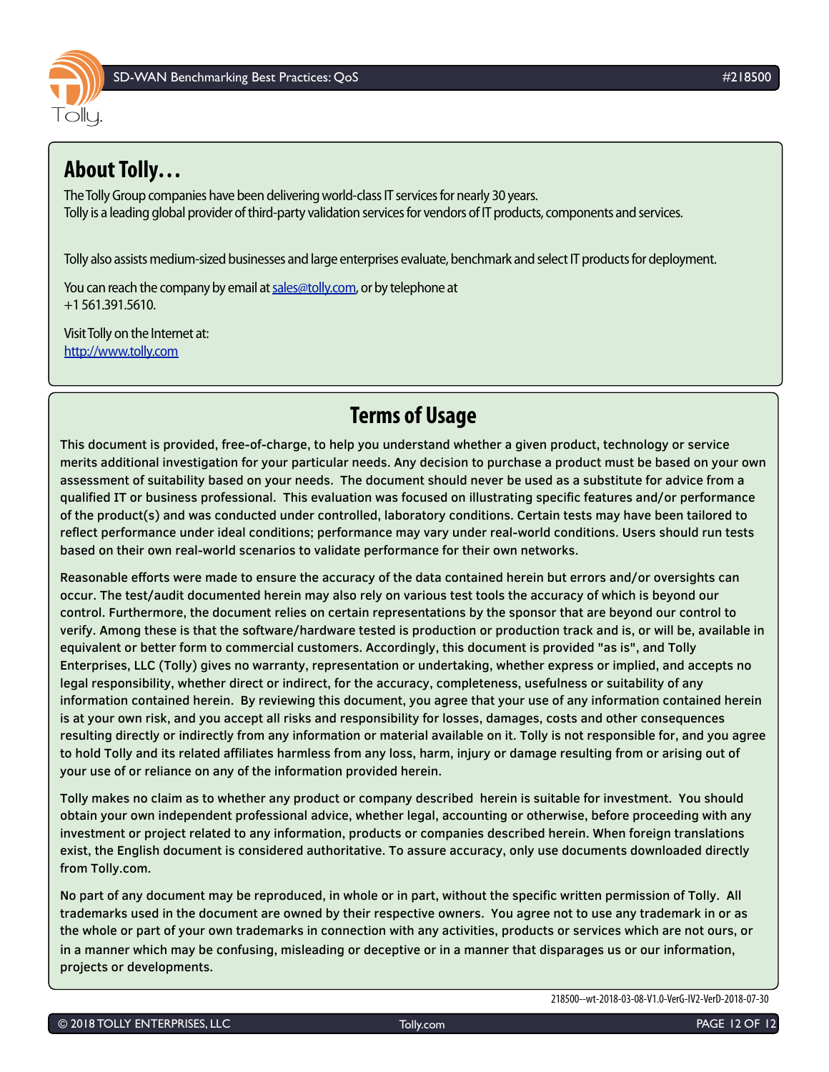## About Tolly…

The Tolly Group companies have been delivering world-class IT services for nearly 30 years.
Tolly is a leading global provider of third-party validation services for vendors of IT products, components and services.

Tolly also assists medium-sized businesses and large enterprises evaluate, benchmark and select IT products for deployment.

You can reach the company by email at sales@tolly.com, or by telephone at
+1 561.391.5610.

Visit Tolly on the Internet at:
http://www.tolly.com

## Terms of Usage

This document is provided, free-of-charge, to help you understand whether a given product, technology or service merits additional investigation for your particular needs. Any decision to purchase a product must be based on your own assessment of suitability based on your needs. The document should never be used as a substitute for advice from a qualified IT or business professional. This evaluation was focused on illustrating specific features and/or performance of the product(s) and was conducted under controlled, laboratory conditions. Certain tests may have been tailored to reflect performance under ideal conditions; performance may vary under real-world conditions. Users should run tests based on their own real-world scenarios to validate performance for their own networks.

Reasonable efforts were made to ensure the accuracy of the data contained herein but errors and/or oversights can occur. The test/audit documented herein may also rely on various test tools the accuracy of which is beyond our control. Furthermore, the document relies on certain representations by the sponsor that are beyond our control to verify. Among these is that the software/hardware tested is production or production track and is, or will be, available in equivalent or better form to commercial customers. Accordingly, this document is provided "as is", and Tolly Enterprises, LLC (Tolly) gives no warranty, representation or undertaking, whether express or implied, and accepts no legal responsibility, whether direct or indirect, for the accuracy, completeness, usefulness or suitability of any information contained herein. By reviewing this document, you agree that your use of any information contained herein is at your own risk, and you accept all risks and responsibility for losses, damages, costs and other consequences resulting directly or indirectly from any information or material available on it. Tolly is not responsible for, and you agree to hold Tolly and its related affiliates harmless from any loss, harm, injury or damage resulting from or arising out of your use of or reliance on any of the information provided herein.

Tolly makes no claim as to whether any product or company described herein is suitable for investment. You should obtain your own independent professional advice, whether legal, accounting or otherwise, before proceeding with any investment or project related to any information, products or companies described herein. When foreign translations exist, the English document is considered authoritative. To assure accuracy, only use documents downloaded directly from Tolly.com.

No part of any document may be reproduced, in whole or in part, without the specific written permission of Tolly. All trademarks used in the document are owned by their respective owners. You agree not to use any trademark in or as the whole or part of your own trademarks in connection with any activities, products or services which are not ours, or in a manner which may be confusing, misleading or deceptive or in a manner that disparages us or our information, projects or developments.

218500--wt-2018-03-08-V1.0-VerG-IV2-VerD-2018-07-30